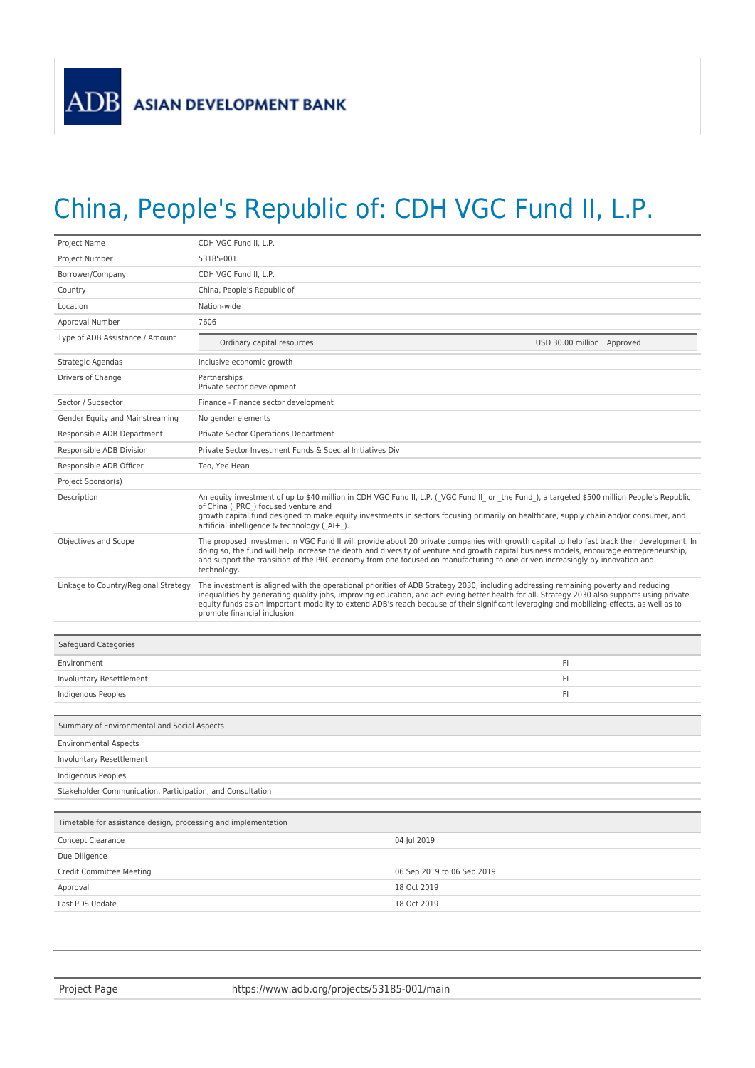ASIAN DEVELOPMENT BANK

# China, People's Republic of: CDH VGC Fund II, L.P.

| | |
|---|---|
| Project Name | CDH VGC Fund II, L.P. |
| Project Number | 53185-001 |
| Borrower/Company | CDH VGC Fund II, L.P. |
| Country | China, People's Republic of |
| Location | Nation-wide |
| Approval Number | 7606 |
| Type of ADB Assistance / Amount | Ordinary capital resources — USD 30.00 million Approved |
| Strategic Agendas | Inclusive economic growth |
| Drivers of Change | Partnerships<br>Private sector development |
| Sector / Subsector | Finance - Finance sector development |
| Gender Equity and Mainstreaming | No gender elements |
| Responsible ADB Department | Private Sector Operations Department |
| Responsible ADB Division | Private Sector Investment Funds & Special Initiatives Div |
| Responsible ADB Officer | Teo, Yee Hean |
| Project Sponsor(s) | |
| Description | An equity investment of up to $40 million in CDH VGC Fund II, L.P. (_VGC Fund II_ or _the Fund_), a targeted $500 million People's Republic of China (_PRC_) focused venture and growth capital fund designed to make equity investments in sectors focusing primarily on healthcare, supply chain and/or consumer, and artificial intelligence & technology (_AI+_). |
| Objectives and Scope | The proposed investment in VGC Fund II will provide about 20 private companies with growth capital to help fast track their development. In doing so, the fund will help increase the depth and diversity of venture and growth capital business models, encourage entrepreneurship, and support the transition of the PRC economy from one focused on manufacturing to one driven increasingly by innovation and technology. |
| Linkage to Country/Regional Strategy | The investment is aligned with the operational priorities of ADB Strategy 2030, including addressing remaining poverty and reducing inequalities by generating quality jobs, improving education, and achieving better health for all. Strategy 2030 also supports using private equity funds as an important modality to extend ADB's reach because of their significant leveraging and mobilizing effects, as well as to promote financial inclusion. |

| Safeguard Categories | |
|---|---|
| Environment | FI |
| Involuntary Resettlement | FI |
| Indigenous Peoples | FI |

| Summary of Environmental and Social Aspects |
|---|
| Environmental Aspects |
| Involuntary Resettlement |
| Indigenous Peoples |
| Stakeholder Communication, Participation, and Consultation |

| Timetable for assistance design, processing and implementation | |
|---|---|
| Concept Clearance | 04 Jul 2019 |
| Due Diligence | |
| Credit Committee Meeting | 06 Sep 2019 to 06 Sep 2019 |
| Approval | 18 Oct 2019 |
| Last PDS Update | 18 Oct 2019 |

| | |
|---|---|
| Project Page | https://www.adb.org/projects/53185-001/main |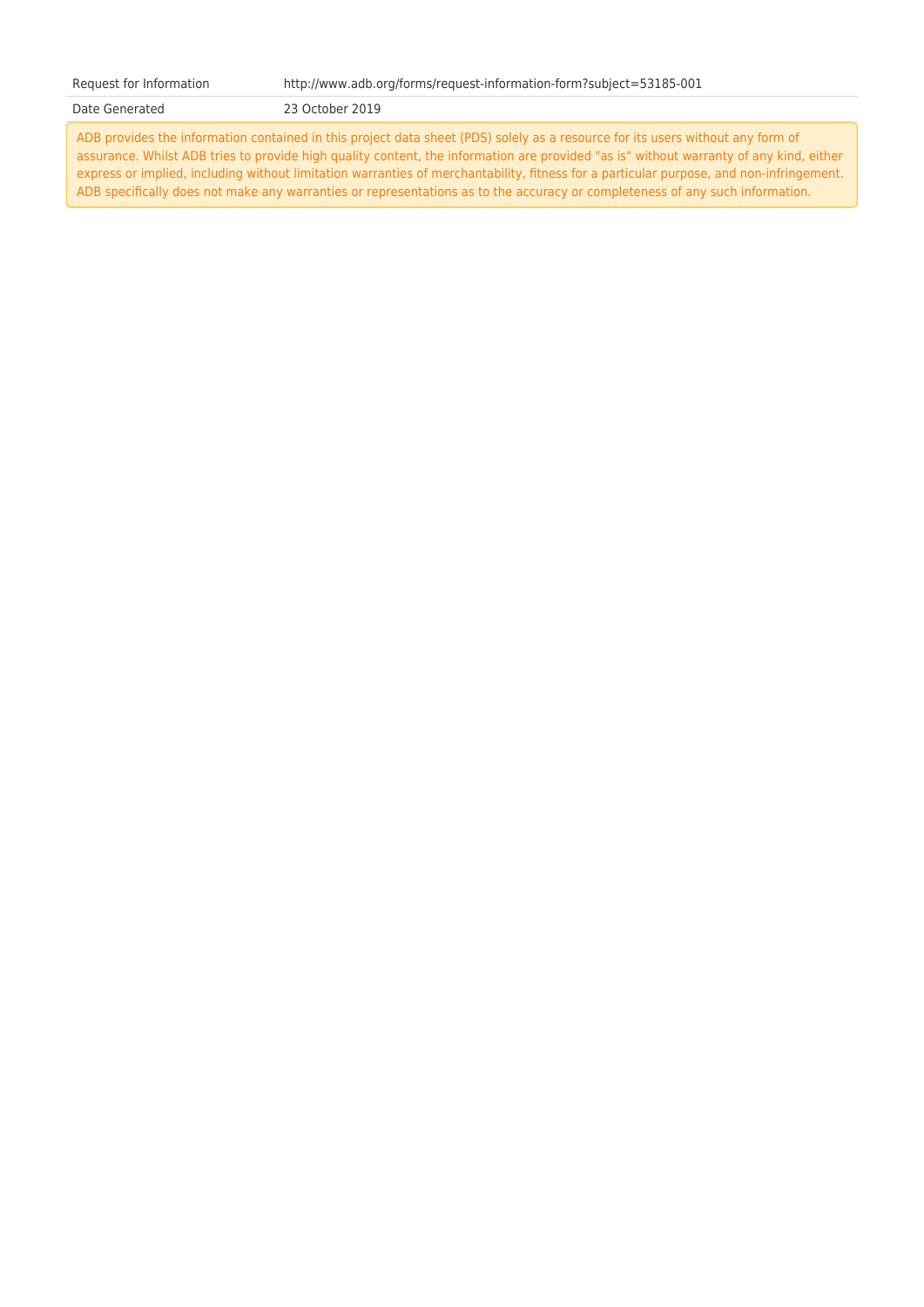| | |
|---|---|
| Request for Information | http://www.adb.org/forms/request-information-form?subject=53185-001 |
| Date Generated | 23 October 2019 |

ADB provides the information contained in this project data sheet (PDS) solely as a resource for its users without any form of assurance. Whilst ADB tries to provide high quality content, the information are provided "as is" without warranty of any kind, either express or implied, including without limitation warranties of merchantability, fitness for a particular purpose, and non-infringement. ADB specifically does not make any warranties or representations as to the accuracy or completeness of any such information.